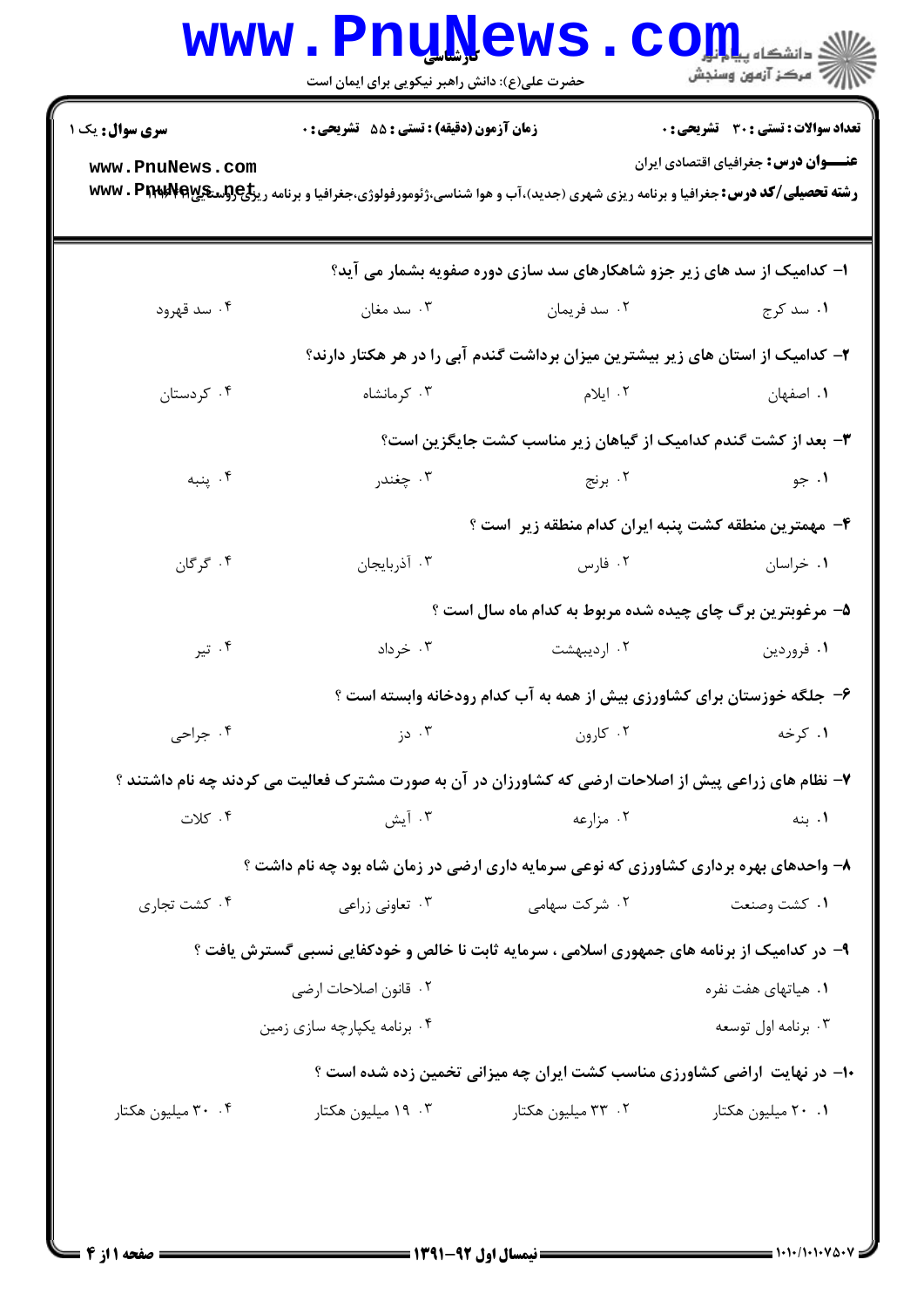**سری سوال:** یک ۱

**زمان آزمون (دقیقه) : تستی : ۵۵ تشریحی : ۰**

**تعداد سوالات : تستی : ۳۰ تشریحی : ۰**

**عنـــوان درس:** جغرافیای اقتصادی ایران

**رشته تحصیلی/کد درس:** جغرافیا و برنامه ریزی شهری (جدید)،آب و هوا شناسی،ژئومورفولوژی،جغرافیا و برنامه ریزی روستایی

۱- کدامیک از سد های زیر جزو شاهکارهای سد سازی دوره صفویه بشمار می آید؟

۱. سد کرج ۲. سد فریمان ۳. سد مغان ۴. سد قهرود

۲- کدامیک از استان های زیر بیشترین میزان برداشت گندم آبی را در هر هکتار دارند؟

۱. اصفهان ۲. ایلام ۳. کرمانشاه ۴. کردستان

۳- بعد از کشت گندم کدامیک از گیاهان زیر مناسب کشت جایگزین است؟

۱. جو ۲. برنج ۳. چغندر ۴. پنبه

۴- مهمترین منطقه کشت پنبه ایران کدام منطقه زیر است ؟

۱. خراسان ۲. فارس ۳. آذربایجان ۴. گرگان

۵- مرغوبترین برگ چای چیده شده مربوط به کدام ماه سال است ؟

۱. فروردین ۲. اردیبهشت ۳. خرداد ۴. تیر

۶- جلگه خوزستان برای کشاورزی بیش از همه به آب کدام رودخانه وابسته است ؟

۱. کرخه ۲. کارون ۳. دز ۴. جراحی

۷- نظام های زراعی پیش از اصلاحات ارضی که کشاورزان در آن به صورت مشترک فعالیت می کردند چه نام داشتند ؟

۱. بنه ۲. مزارعه ۳. آیش ۴. کلات

۸- واحدهای بهره برداری کشاورزی که نوعی سرمایه داری ارضی در زمان شاه بود چه نام داشت ؟

۱. کشت وصنعت ۲. شرکت سهامی ۳. تعاونی زراعی ۴. کشت تجاری

۹- در کدامیک از برنامه های جمهوری اسلامی ، سرمایه ثابت نا خالص و خودکفایی نسبی گسترش یافت ؟

۱. هیاتهای هفت نفره
۲. قانون اصلاحات ارضی
۳. برنامه اول توسعه
۴. برنامه یکپارچه سازی زمین

۱۰- در نهایت اراضی کشاورزی مناسب کشت ایران چه میزانی تخمین زده شده است ؟

۱. ۲۰ میلیون هکتار ۲. ۳۳ میلیون هکتار ۳. ۱۹ میلیون هکتار ۴. ۳۰ میلیون هکتار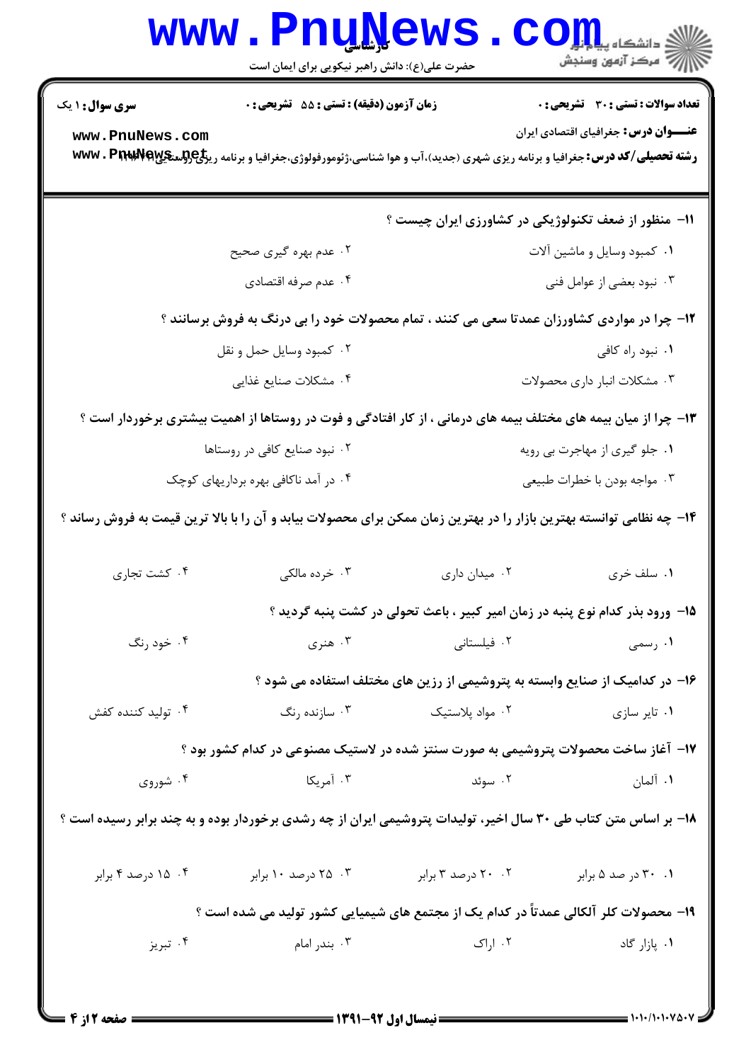**سری سوال:** ۱ یک | **زمان آزمون (دقیقه) : تستی :** ۵۵ **تشریحی :** ۰ | **تعداد سوالات : تستی :** ۳۰ **تشریحی :** ۰

**عنـــوان درس:** جغرافیای اقتصادی ایران

**رشته تحصیلی/کد درس:** جغرافیا و برنامه ریزی شهری (جدید)،آب و هوا شناسی،ژئومورفولوژی،جغرافیا و برنامه ریزی روستایی ۱۲۱۶۰۰۲

۱۱- منظور از ضعف تکنولوژیکی در کشاورزی ایران چیست ؟

۱. کمبود وسایل و ماشین آلات
۲. عدم بهره گیری صحیح
۳. نبود بعضی از عوامل فنی
۴. عدم صرفه اقتصادی

۱۲- چرا در مواردی کشاورزان عمدتا سعی می کنند ، تمام محصولات خود را بی درنگ به فروش برسانند ؟

۱. نبود راه کافی
۲. کمبود وسایل حمل و نقل
۳. مشکلات انبار داری محصولات
۴. مشکلات صنایع غذایی

۱۳- چرا از میان بیمه های مختلف بیمه های درمانی ، از کار افتادگی و فوت در روستاها از اهمیت بیشتری برخوردار است ؟

۱. جلو گیری از مهاجرت بی رویه
۲. نبود صنایع کافی در روستاها
۳. مواجه بودن با خطرات طبیعی
۴. در آمد ناکافی بهره برداریهای کوچک

۱۴- چه نظامی توانسته بهترین بازار را در بهترین زمان ممکن برای محصولات بیابد و آن را با بالا ترین قیمت به فروش رساند ؟

۱. سلف خری
۲. میدان داری
۳. خرده مالکی
۴. کشت تجاری

۱۵- ورود بذر کدام نوع پنبه در زمان امیر کبیر ، باعث تحولی در کشت پنبه گردید ؟

۱. رسمی
۲. فیلستانی
۳. هنری
۴. خود رنگ

۱۶- در کدامیک از صنایع وابسته به پتروشیمی از رزین های مختلف استفاده می شود ؟

۱. تایر سازی
۲. مواد پلاستیک
۳. سازنده رنگ
۴. تولید کننده کفش

۱۷- آغاز ساخت محصولات پتروشیمی به صورت سنتز شده در لاستیک مصنوعی در کدام کشور بود ؟

۱. آلمان
۲. سوئد
۳. آمریکا
۴. شوروی

۱۸- بر اساس متن کتاب طی ۳۰ سال اخیر، تولیدات پتروشیمی ایران از چه رشدی برخوردار بوده و به چند برابر رسیده است ؟

۱. ۳۰ در صد ۵ برابر
۲. ۲۰ درصد ۳ برابر
۳. ۲۵ درصد ۱۰ برابر
۴. ۱۵ درصد ۴ برابر

۱۹- محصولات کلر آلکالی عمدتاً در کدام یک از مجتمع های شیمیایی کشور تولید می شده است ؟

۱. پازار گاد
۲. اراک
۳. بندر امام
۴. تبریز

نیمسال اول ۹۲-۱۳۹۱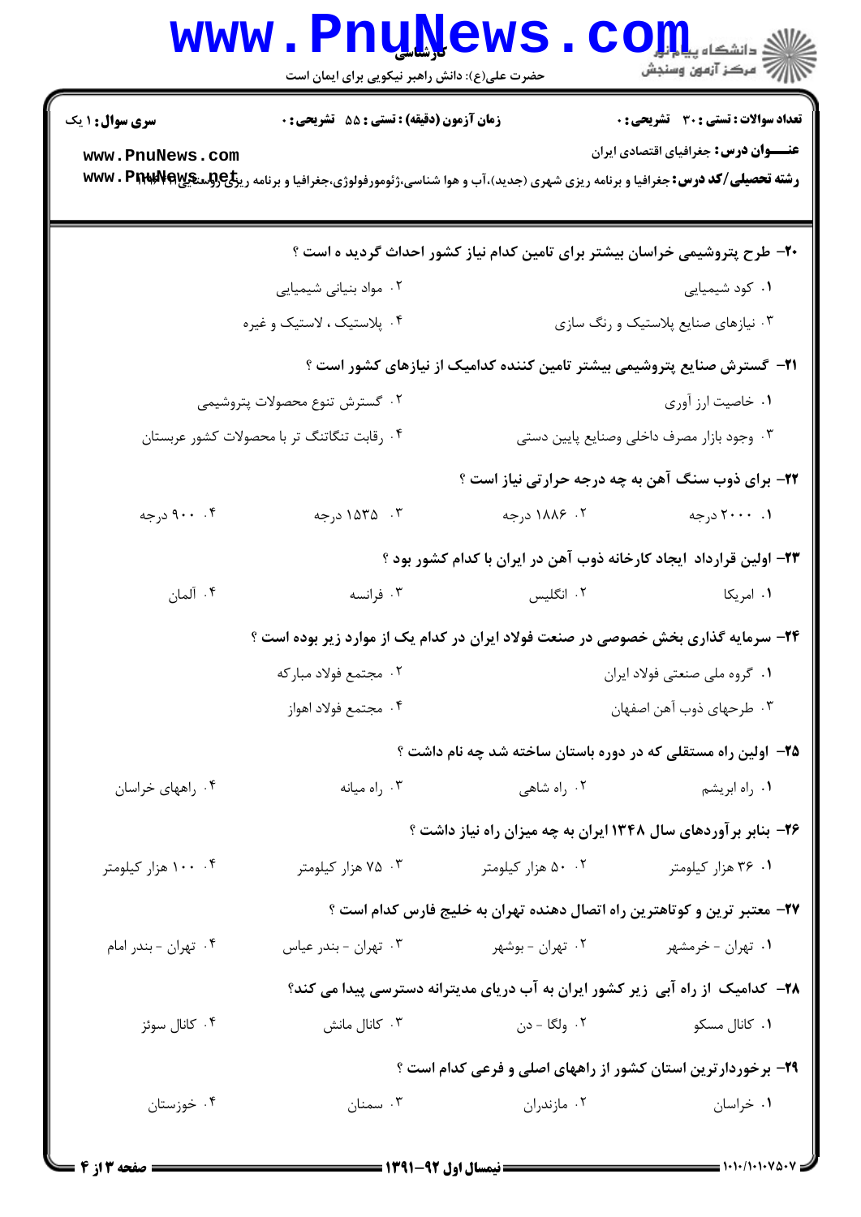**سری سوال:** ۱ یک

**زمان آزمون (دقیقه) : تستی :** ۵۵ **تشریحی :** ۰

**تعداد سوالات : تستی :** ۳۰ **تشریحی :** ۰

**عنـــوان درس:** جغرافیای اقتصادی ایران

**رشته تحصیلی/کد درس:** جغرافیا و برنامه ریزی شهری (جدید)،آب و هوا شناسی،ژئومورفولوژی،جغرافیا و برنامه ریزی روستایی۱۲۱۶۲۶۷

۲۰- طرح پتروشیمی خراسان بیشتر برای تامین کدام نیاز کشور احداث گردید ه است ؟

۱. کود شیمیایی
۲. مواد بنیانی شیمیایی
۳. نیازهای صنایع پلاستیک و رنگ سازی
۴. پلاستیک ، لاستیک و غیره

۲۱- گسترش صنایع پتروشیمی بیشتر تامین کننده کدامیک از نیازهای کشور است ؟

۱. خاصیت ارز آوری
۲. گسترش تنوع محصولات پتروشیمی
۳. وجود بازار مصرف داخلی وصنایع پایین دستی
۴. رقابت تنگاتنگ تر با محصولات کشور عربستان

۲۲- برای ذوب سنگ آهن به چه درجه حرارتی نیاز است ؟

۱. ۲۰۰۰ درجه
۲. ۱۸۸۶ درجه
۳. ۱۵۳۵ درجه
۴. ۹۰۰ درجه

۲۳- اولین قرارداد ایجاد کارخانه ذوب آهن در ایران با کدام کشور بود ؟

۱. امریکا
۲. انگلیس
۳. فرانسه
۴. آلمان

۲۴- سرمایه گذاری بخش خصوصی در صنعت فولاد ایران در کدام یک از موارد زیر بوده است ؟

۱. گروه ملی صنعتی فولاد ایران
۲. مجتمع فولاد مبارکه
۳. طرحهای ذوب آهن اصفهان
۴. مجتمع فولاد اهواز

۲۵- اولین راه مستقلی که در دوره باستان ساخته شد چه نام داشت ؟

۱. راه ابریشم
۲. راه شاهی
۳. راه میانه
۴. راههای خراسان

۲۶- بنابر برآوردهای سال ۱۳۴۸ ایران به چه میزان راه نیاز داشت ؟

۱. ۳۶ هزار کیلومتر
۲. ۵۰ هزار کیلومتر
۳. ۷۵ هزار کیلومتر
۴. ۱۰۰ هزار کیلومتر

۲۷- معتبر ترین و کوتاهترین راه اتصال دهنده تهران به خلیج فارس کدام است ؟

۱. تهران - خرمشهر
۲. تهران - بوشهر
۳. تهران - بندر عباس
۴. تهران - بندر امام

۲۸- کدامیک از راه آبی زیر کشور ایران به آب دریای مدیترانه دسترسی پیدا می کند؟

۱. کانال مسکو
۲. ولگا - دن
۳. کانال مانش
۴. کانال سوئز

۲۹- برخوردارترین استان کشور از راههای اصلی و فرعی کدام است ؟

۱. خراسان
۲. مازندران
۳. سمنان
۴. خوزستان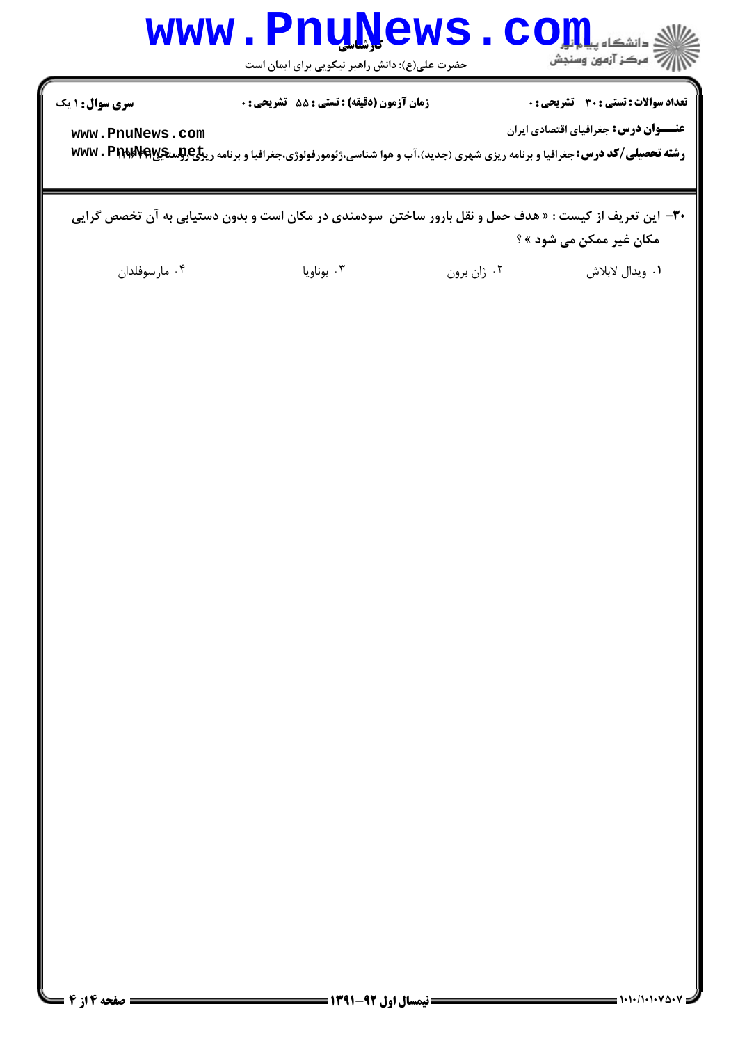**۳۰- این تعریف از کیست : « هدف حمل و نقل بارور ساختن سودمندی در مکان است و بدون دستیابی به آن تخصص گرایی مکان غیر ممکن می شود » ؟**

۱. ویدال لابلاش

۲. ژان برون

۳. بوناویا

۴. مارسوفلدان